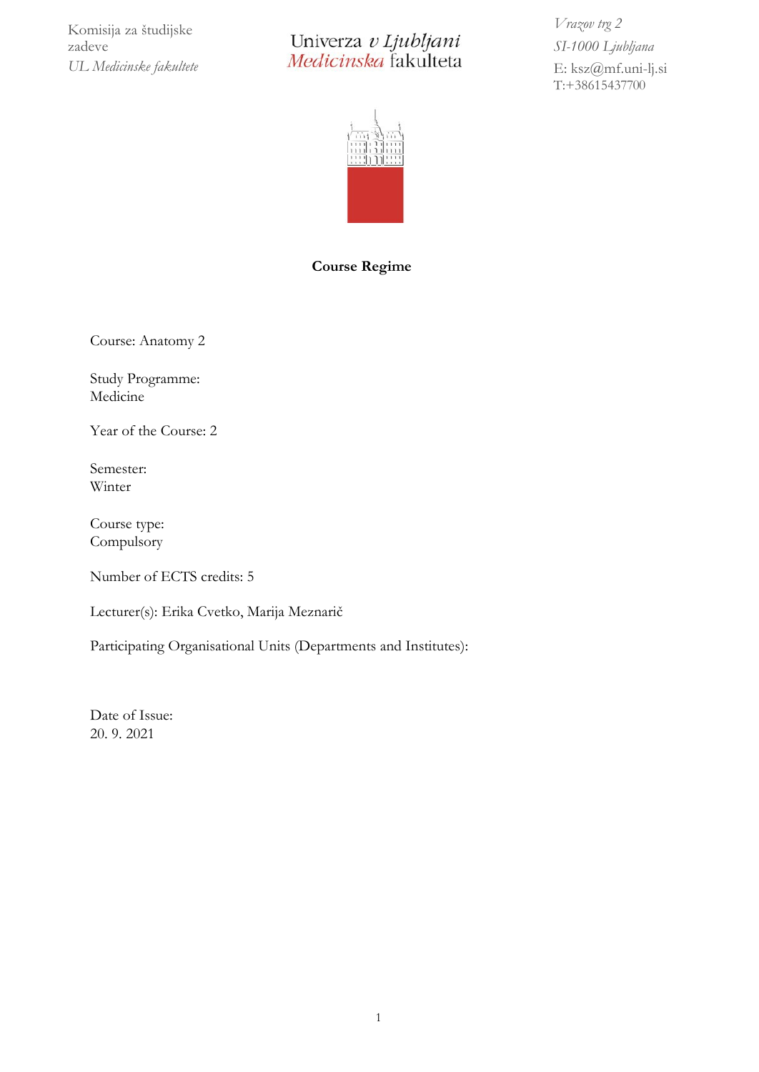Komisija za študijske zadeve
*UL Medicinske fakultete*

Univerza *v Ljubljani*
*Medicinska* fakulteta

*Vrazov trg 2*
*SI-1000 Ljubljana*
E: ksz@mf.uni-lj.si
T:+38615437700

**Course Regime**

Course: Anatomy 2

Study Programme:
Medicine

Year of the Course: 2

Semester:
Winter

Course type:
Compulsory

Number of ECTS credits: 5

Lecturer(s): Erika Cvetko, Marija Meznarič

Participating Organisational Units (Departments and Institutes):

Date of Issue:
20. 9. 2021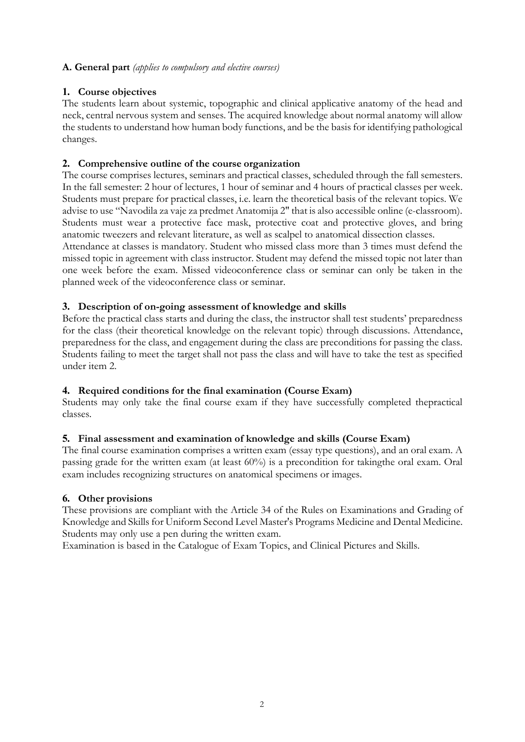**A. General part** *(applies to compulsory and elective courses)*

## 1. Course objectives

The students learn about systemic, topographic and clinical applicative anatomy of the head and neck, central nervous system and senses. The acquired knowledge about normal anatomy will allow the students to understand how human body functions, and be the basis for identifying pathological changes.

## 2. Comprehensive outline of the course organization

The course comprises lectures, seminars and practical classes, scheduled through the fall semesters. In the fall semester: 2 hour of lectures, 1 hour of seminar and 4 hours of practical classes per week. Students must prepare for practical classes, i.e. learn the theoretical basis of the relevant topics. We advise to use "Navodila za vaje za predmet Anatomija 2" that is also accessible online (e-classroom). Students must wear a protective face mask, protective coat and protective gloves, and bring anatomic tweezers and relevant literature, as well as scalpel to anatomical dissection classes.

Attendance at classes is mandatory. Student who missed class more than 3 times must defend the missed topic in agreement with class instructor. Student may defend the missed topic not later than one week before the exam. Missed videoconference class or seminar can only be taken in the planned week of the videoconference class or seminar.

## 3. Description of on-going assessment of knowledge and skills

Before the practical class starts and during the class, the instructor shall test students' preparedness for the class (their theoretical knowledge on the relevant topic) through discussions. Attendance, preparedness for the class, and engagement during the class are preconditions for passing the class. Students failing to meet the target shall not pass the class and will have to take the test as specified under item 2.

## 4. Required conditions for the final examination (Course Exam)

Students may only take the final course exam if they have successfully completed thepractical classes.

## 5. Final assessment and examination of knowledge and skills (Course Exam)

The final course examination comprises a written exam (essay type questions), and an oral exam. A passing grade for the written exam (at least 60%) is a precondition for takingthe oral exam. Oral exam includes recognizing structures on anatomical specimens or images.

## 6. Other provisions

These provisions are compliant with the Article 34 of the Rules on Examinations and Grading of Knowledge and Skills for Uniform Second Level Master's Programs Medicine and Dental Medicine. Students may only use a pen during the written exam.

Examination is based in the Catalogue of Exam Topics, and Clinical Pictures and Skills.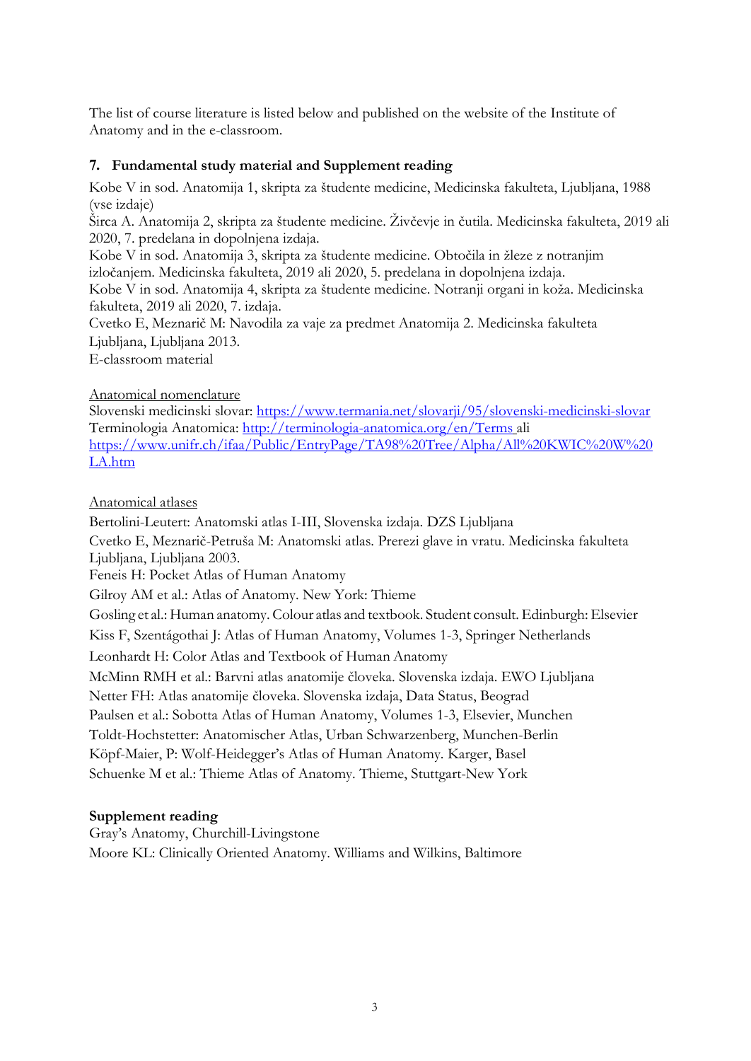The list of course literature is listed below and published on the website of the Institute of Anatomy and in the e-classroom.

## 7. Fundamental study material and Supplement reading

Kobe V in sod. Anatomija 1, skripta za študente medicine, Medicinska fakulteta, Ljubljana, 1988 (vse izdaje)
Širca A. Anatomija 2, skripta za študente medicine. Živčevje in čutila. Medicinska fakulteta, 2019 ali 2020, 7. predelana in dopolnjena izdaja.
Kobe V in sod. Anatomija 3, skripta za študente medicine. Obtočila in žleze z notranjim izločanjem. Medicinska fakulteta, 2019 ali 2020, 5. predelana in dopolnjena izdaja.
Kobe V in sod. Anatomija 4, skripta za študente medicine. Notranji organi in koža. Medicinska fakulteta, 2019 ali 2020, 7. izdaja.
Cvetko E, Meznarič M: Navodila za vaje za predmet Anatomija 2. Medicinska fakulteta Ljubljana, Ljubljana 2013.
E-classroom material

Anatomical nomenclature

Slovenski medicinski slovar: https://www.termania.net/slovarji/95/slovenski-medicinski-slovar
Terminologia Anatomica: http://terminologia-anatomica.org/en/Terms ali https://www.unifr.ch/ifaa/Public/EntryPage/TA98%20Tree/Alpha/All%20KWIC%20W%20LA.htm

Anatomical atlases

Bertolini-Leutert: Anatomski atlas I-III, Slovenska izdaja. DZS Ljubljana
Cvetko E, Meznarič-Petruša M: Anatomski atlas. Prerezi glave in vratu. Medicinska fakulteta Ljubljana, Ljubljana 2003.
Feneis H: Pocket Atlas of Human Anatomy
Gilroy AM et al.: Atlas of Anatomy. New York: Thieme
Gosling et al.: Human anatomy. Colour atlas and textbook. Student consult. Edinburgh: Elsevier
Kiss F, Szentágothai J: Atlas of Human Anatomy, Volumes 1-3, Springer Netherlands
Leonhardt H: Color Atlas and Textbook of Human Anatomy
McMinn RMH et al.: Barvni atlas anatomije človeka. Slovenska izdaja. EWO Ljubljana
Netter FH: Atlas anatomije človeka. Slovenska izdaja, Data Status, Beograd
Paulsen et al.: Sobotta Atlas of Human Anatomy, Volumes 1-3, Elsevier, Munchen
Toldt-Hochstetter: Anatomischer Atlas, Urban Schwarzenberg, Munchen-Berlin
Köpf-Maier, P: Wolf-Heidegger's Atlas of Human Anatomy. Karger, Basel
Schuenke M et al.: Thieme Atlas of Anatomy. Thieme, Stuttgart-New York

**Supplement reading**

Gray's Anatomy, Churchill-Livingstone
Moore KL: Clinically Oriented Anatomy. Williams and Wilkins, Baltimore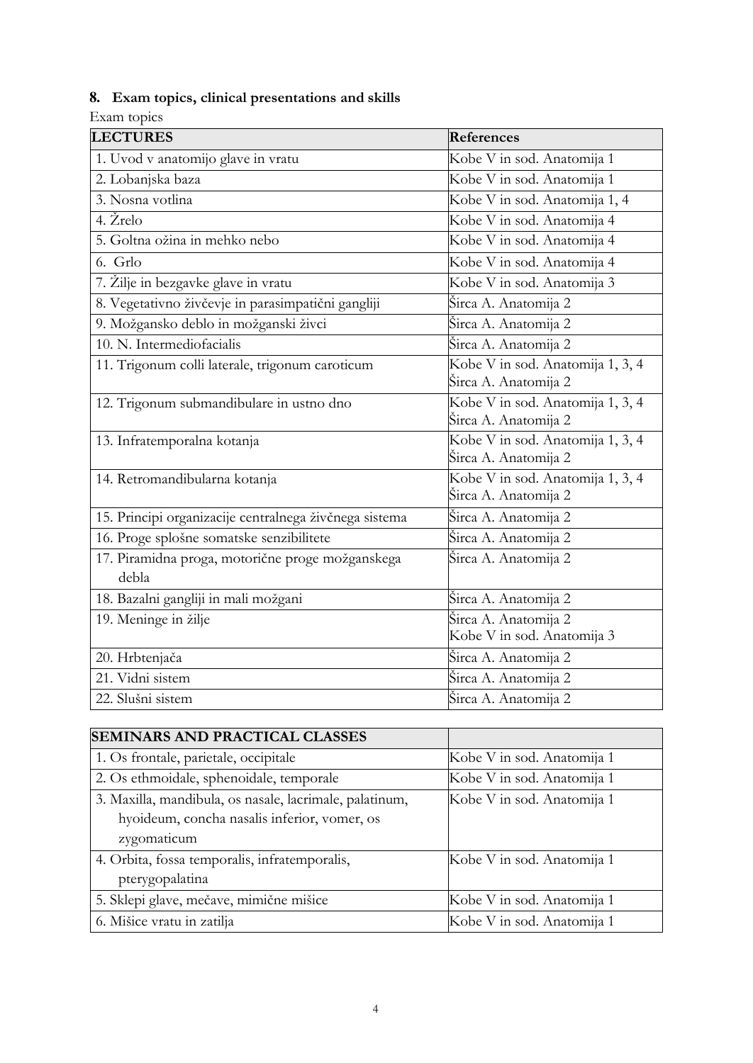## 8. Exam topics, clinical presentations and skills

Exam topics

| LECTURES | References |
|---|---|
| 1. Uvod v anatomijo glave in vratu | Kobe V in sod. Anatomija 1 |
| 2. Lobanjska baza | Kobe V in sod. Anatomija 1 |
| 3. Nosna votlina | Kobe V in sod. Anatomija 1, 4 |
| 4. Žrelo | Kobe V in sod. Anatomija 4 |
| 5. Goltna ožina in mehko nebo | Kobe V in sod. Anatomija 4 |
| 6. Grlo | Kobe V in sod. Anatomija 4 |
| 7. Žilje in bezgavke glave in vratu | Kobe V in sod. Anatomija 3 |
| 8. Vegetativno živčevje in parasimpatični gangliji | Širca A. Anatomija 2 |
| 9. Možgansko deblo in možganski živci | Širca A. Anatomija 2 |
| 10. N. Intermediofacialis | Širca A. Anatomija 2 |
| 11. Trigonum colli laterale, trigonum caroticum | Kobe V in sod. Anatomija 1, 3, 4<br>Širca A. Anatomija 2 |
| 12. Trigonum submandibulare in ustno dno | Kobe V in sod. Anatomija 1, 3, 4<br>Širca A. Anatomija 2 |
| 13. Infratemporalna kotanja | Kobe V in sod. Anatomija 1, 3, 4<br>Širca A. Anatomija 2 |
| 14. Retromandibularna kotanja | Kobe V in sod. Anatomija 1, 3, 4<br>Širca A. Anatomija 2 |
| 15. Principi organizacije centralnega živčnega sistema | Širca A. Anatomija 2 |
| 16. Proge splošne somatske senzibilitete | Širca A. Anatomija 2 |
| 17. Piramidna proga, motorične proge možganskega debla | Širca A. Anatomija 2 |
| 18. Bazalni gangliji in mali možgani | Širca A. Anatomija 2 |
| 19. Meninge in žilje | Širca A. Anatomija 2<br>Kobe V in sod. Anatomija 3 |
| 20. Hrbtenjača | Širca A. Anatomija 2 |
| 21. Vidni sistem | Širca A. Anatomija 2 |
| 22. Slušni sistem | Širca A. Anatomija 2 |

| SEMINARS AND PRACTICAL CLASSES | |
|---|---|
| 1. Os frontale, parietale, occipitale | Kobe V in sod. Anatomija 1 |
| 2. Os ethmoidale, sphenoidale, temporale | Kobe V in sod. Anatomija 1 |
| 3. Maxilla, mandibula, os nasale, lacrimale, palatinum, hyoideum, concha nasalis inferior, vomer, os zygomaticum | Kobe V in sod. Anatomija 1 |
| 4. Orbita, fossa temporalis, infratemporalis, pterygopalatina | Kobe V in sod. Anatomija 1 |
| 5. Sklepi glave, mečave, mimične mišice | Kobe V in sod. Anatomija 1 |
| 6. Mišice vratu in zatilja | Kobe V in sod. Anatomija 1 |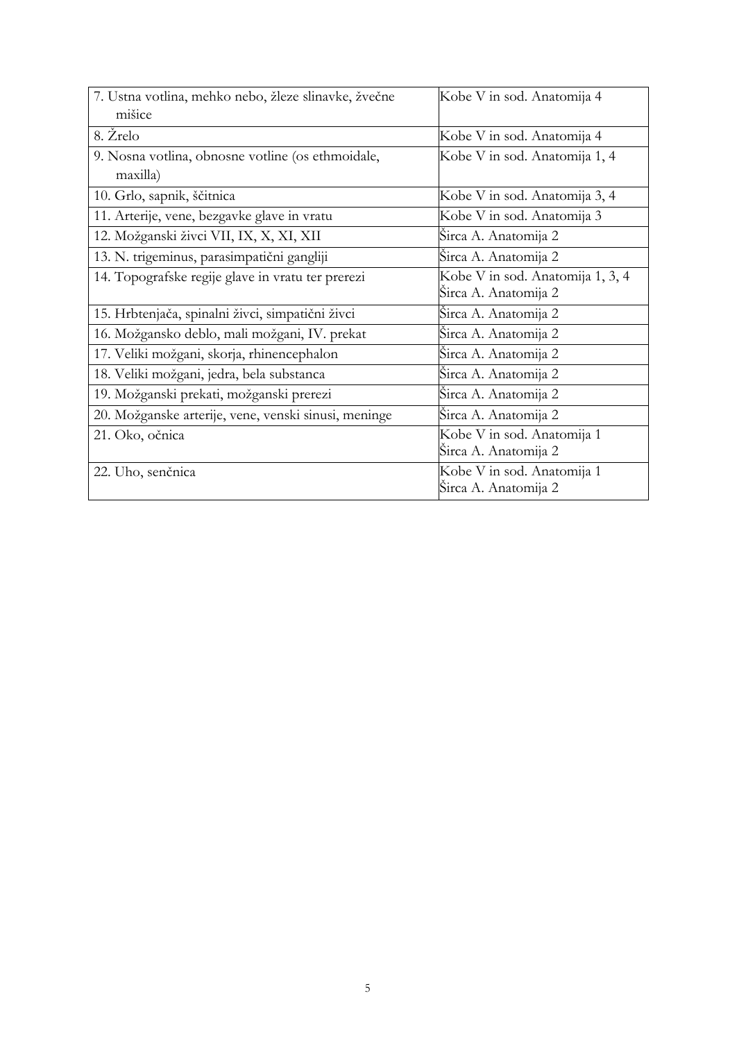| | |
|---|---|
| 7. Ustna votlina, mehko nebo, žleze slinavke, žvečne mišice | Kobe V in sod. Anatomija 4 |
| 8. Žrelo | Kobe V in sod. Anatomija 4 |
| 9. Nosna votlina, obnosne votline (os ethmoidale, maxilla) | Kobe V in sod. Anatomija 1, 4 |
| 10. Grlo, sapnik, ščitnica | Kobe V in sod. Anatomija 3, 4 |
| 11. Arterije, vene, bezgavke glave in vratu | Kobe V in sod. Anatomija 3 |
| 12. Možganski živci VII, IX, X, XI, XII | Širca A. Anatomija 2 |
| 13. N. trigeminus, parasimpatični gangliji | Širca A. Anatomija 2 |
| 14. Topografske regije glave in vratu ter prerezi | Kobe V in sod. Anatomija 1, 3, 4<br>Širca A. Anatomija 2 |
| 15. Hrbtenjača, spinalni živci, simpatični živci | Širca A. Anatomija 2 |
| 16. Možgansko deblo, mali možgani, IV. prekat | Širca A. Anatomija 2 |
| 17. Veliki možgani, skorja, rhinencephalon | Širca A. Anatomija 2 |
| 18. Veliki možgani, jedra, bela substanca | Širca A. Anatomija 2 |
| 19. Možganski prekati, možganski prerezi | Širca A. Anatomija 2 |
| 20. Možganske arterije, vene, venski sinusi, meninge | Širca A. Anatomija 2 |
| 21. Oko, očnica | Kobe V in sod. Anatomija 1<br>Širca A. Anatomija 2 |
| 22. Uho, senčnica | Kobe V in sod. Anatomija 1<br>Širca A. Anatomija 2 |